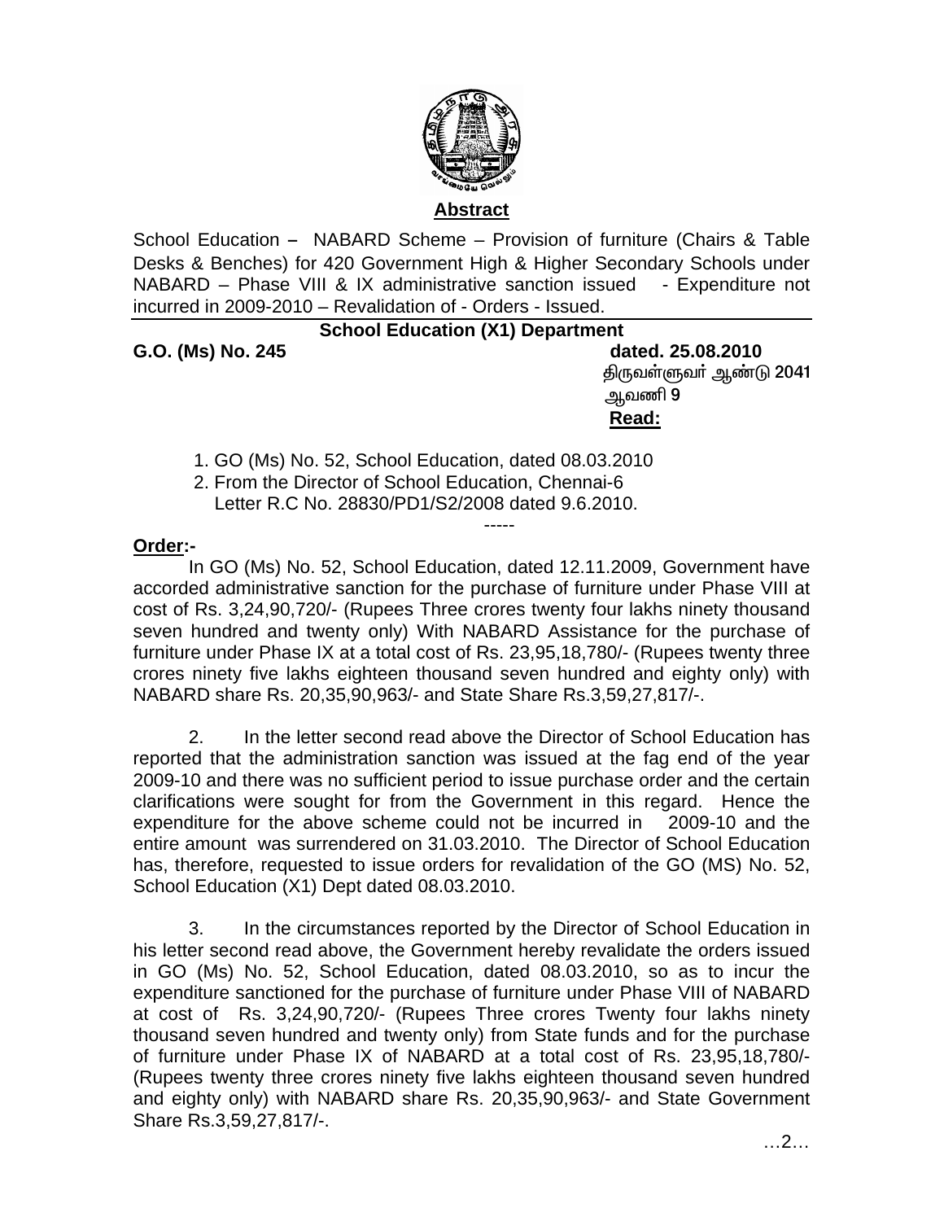## Abstract

School Education – NABARD Scheme – Provision of furniture (Chairs & Table Desks & Benches) for 420 Government High & Higher Secondary Schools under NABARD – Phase VIII & IX administrative sanction issued - Expenditure not incurred in 2009-2010 – Revalidation of - Orders - Issued.

**School Education (X1) Department**

**G.O. (Ms) No. 245** **dated. 25.08.2010**

திருவள்ளுவர் ஆண்டு 2041
ஆவணி 9

**Read:**

1. GO (Ms) No. 52, School Education, dated 08.03.2010
2. From the Director of School Education, Chennai-6
   Letter R.C No. 28830/PD1/S2/2008 dated 9.6.2010.

-----

**Order:-**

In GO (Ms) No. 52, School Education, dated 12.11.2009, Government have accorded administrative sanction for the purchase of furniture under Phase VIII at cost of Rs. 3,24,90,720/- (Rupees Three crores twenty four lakhs ninety thousand seven hundred and twenty only) With NABARD Assistance for the purchase of furniture under Phase IX at a total cost of Rs. 23,95,18,780/- (Rupees twenty three crores ninety five lakhs eighteen thousand seven hundred and eighty only) with NABARD share Rs. 20,35,90,963/- and State Share Rs.3,59,27,817/-.

2. In the letter second read above the Director of School Education has reported that the administration sanction was issued at the fag end of the year 2009-10 and there was no sufficient period to issue purchase order and the certain clarifications were sought for from the Government in this regard. Hence the expenditure for the above scheme could not be incurred in 2009-10 and the entire amount was surrendered on 31.03.2010. The Director of School Education has, therefore, requested to issue orders for revalidation of the GO (MS) No. 52, School Education (X1) Dept dated 08.03.2010.

3. In the circumstances reported by the Director of School Education in his letter second read above, the Government hereby revalidate the orders issued in GO (Ms) No. 52, School Education, dated 08.03.2010, so as to incur the expenditure sanctioned for the purchase of furniture under Phase VIII of NABARD at cost of Rs. 3,24,90,720/- (Rupees Three crores Twenty four lakhs ninety thousand seven hundred and twenty only) from State funds and for the purchase of furniture under Phase IX of NABARD at a total cost of Rs. 23,95,18,780/- (Rupees twenty three crores ninety five lakhs eighteen thousand seven hundred and eighty only) with NABARD share Rs. 20,35,90,963/- and State Government Share Rs.3,59,27,817/-.

…2…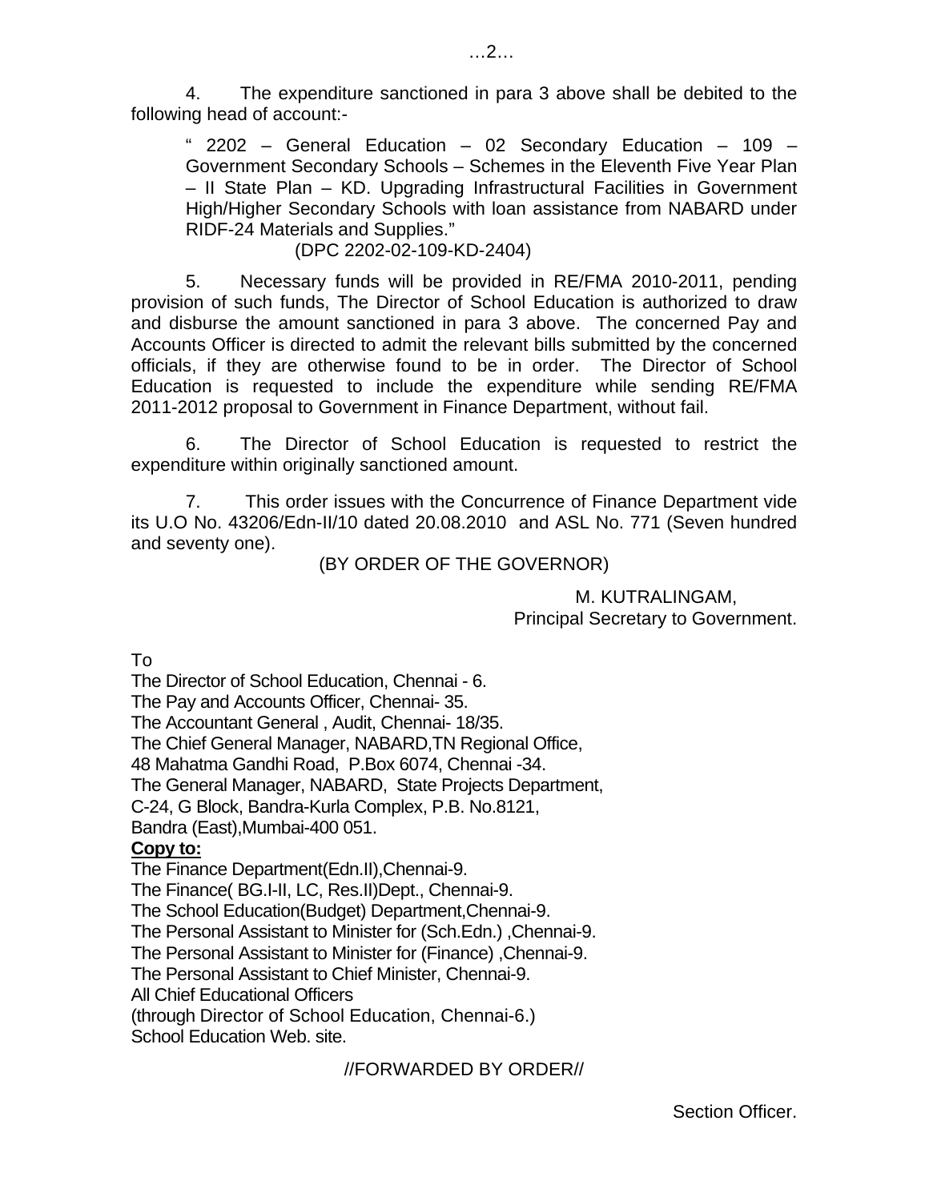4. The expenditure sanctioned in para 3 above shall be debited to the following head of account:-

> " 2202 – General Education – 02 Secondary Education – 109 – Government Secondary Schools – Schemes in the Eleventh Five Year Plan – II State Plan – KD. Upgrading Infrastructural Facilities in Government High/Higher Secondary Schools with loan assistance from NABARD under RIDF-24 Materials and Supplies."
>
> (DPC 2202-02-109-KD-2404)

5. Necessary funds will be provided in RE/FMA 2010-2011, pending provision of such funds, The Director of School Education is authorized to draw and disburse the amount sanctioned in para 3 above. The concerned Pay and Accounts Officer is directed to admit the relevant bills submitted by the concerned officials, if they are otherwise found to be in order. The Director of School Education is requested to include the expenditure while sending RE/FMA 2011-2012 proposal to Government in Finance Department, without fail.

6. The Director of School Education is requested to restrict the expenditure within originally sanctioned amount.

7. This order issues with the Concurrence of Finance Department vide its U.O No. 43206/Edn-II/10 dated 20.08.2010 and ASL No. 771 (Seven hundred and seventy one).

(BY ORDER OF THE GOVERNOR)

M. KUTRALINGAM,
Principal Secretary to Government.

To

The Director of School Education, Chennai - 6.
The Pay and Accounts Officer, Chennai- 35.
The Accountant General , Audit, Chennai- 18/35.
The Chief General Manager, NABARD,TN Regional Office,
48 Mahatma Gandhi Road, P.Box 6074, Chennai -34.
The General Manager, NABARD, State Projects Department,
C-24, G Block, Bandra-Kurla Complex, P.B. No.8121,
Bandra (East),Mumbai-400 051.

**Copy to:**

The Finance Department(Edn.II),Chennai-9.
The Finance( BG.I-II, LC, Res.II)Dept., Chennai-9.
The School Education(Budget) Department,Chennai-9.
The Personal Assistant to Minister for (Sch.Edn.) ,Chennai-9.
The Personal Assistant to Minister for (Finance) ,Chennai-9.
The Personal Assistant to Chief Minister, Chennai-9.
All Chief Educational Officers
(through Director of School Education, Chennai-6.)
School Education Web. site.

//FORWARDED BY ORDER//

Section Officer.